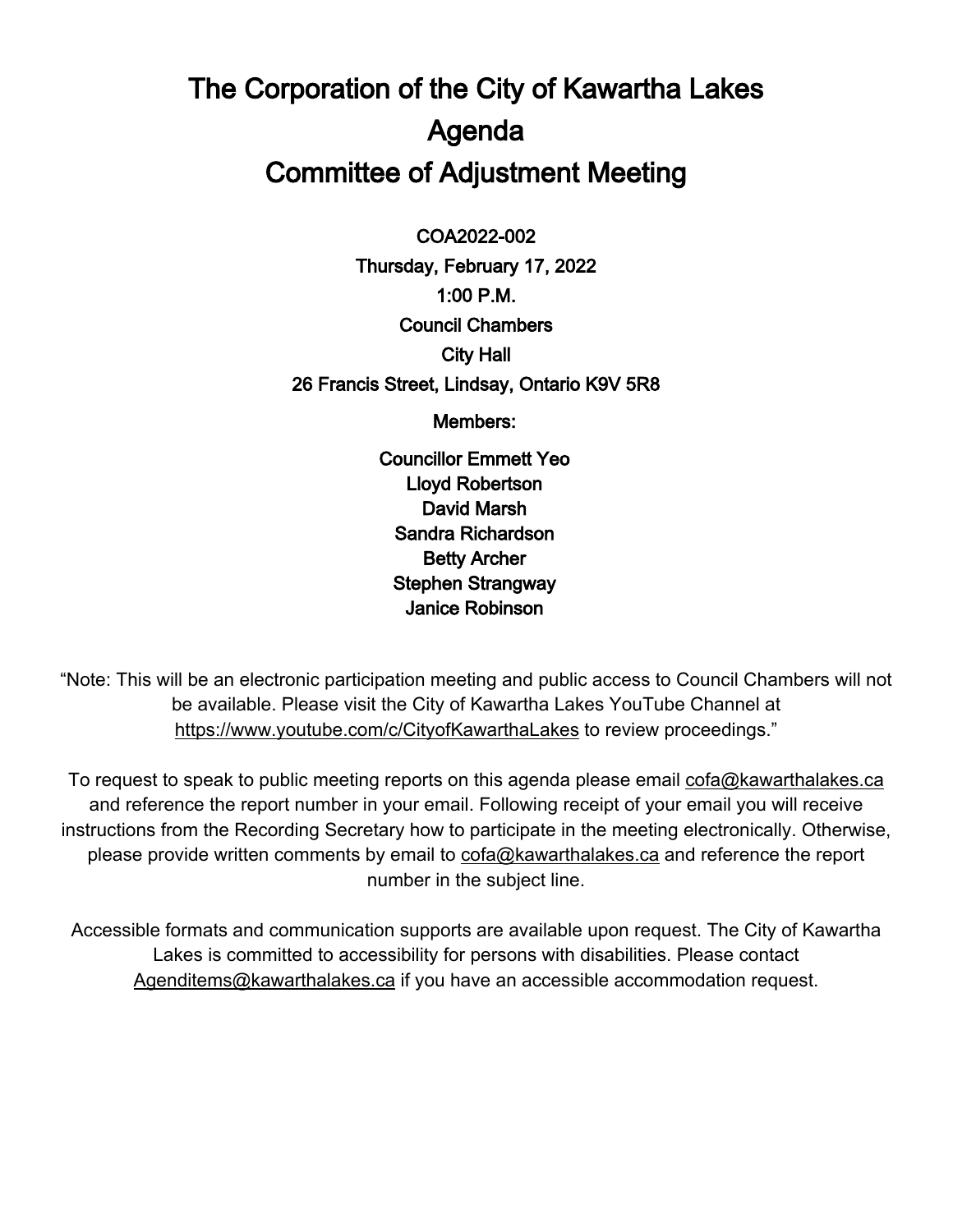# The Corporation of the City of Kawartha Lakes

# Agenda

# Committee of Adjustment Meeting

**COA2022-002**

**Thursday, February 17, 2022**

**1:00 P.M.**

**Council Chambers**

**City Hall**

**26 Francis Street, Lindsay, Ontario K9V 5R8**

**Members:**

**Councillor Emmett Yeo**
**Lloyd Robertson**
**David Marsh**
**Sandra Richardson**
**Betty Archer**
**Stephen Strangway**
**Janice Robinson**

"Note: This will be an electronic participation meeting and public access to Council Chambers will not be available. Please visit the City of Kawartha Lakes YouTube Channel at https://www.youtube.com/c/CityofKawarthaLakes to review proceedings."

To request to speak to public meeting reports on this agenda please email cofa@kawarthalakes.ca and reference the report number in your email. Following receipt of your email you will receive instructions from the Recording Secretary how to participate in the meeting electronically. Otherwise, please provide written comments by email to cofa@kawarthalakes.ca and reference the report number in the subject line.

Accessible formats and communication supports are available upon request. The City of Kawartha Lakes is committed to accessibility for persons with disabilities. Please contact Agenditems@kawarthalakes.ca if you have an accessible accommodation request.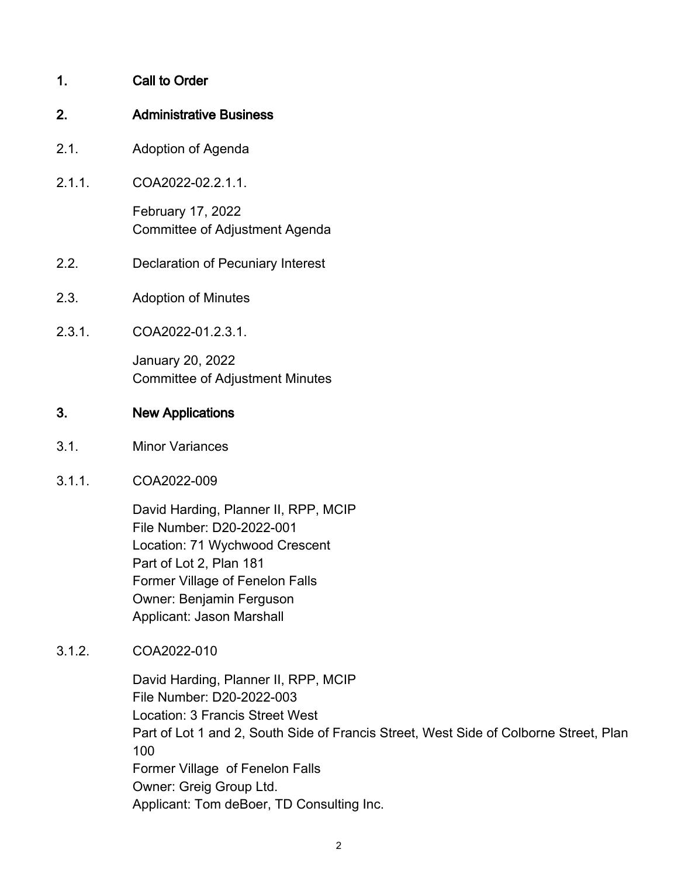## 1. Call to Order

## 2. Administrative Business

2.1. Adoption of Agenda

2.1.1. COA2022-02.2.1.1.

February 17, 2022
Committee of Adjustment Agenda

2.2. Declaration of Pecuniary Interest

2.3. Adoption of Minutes

2.3.1. COA2022-01.2.3.1.

January 20, 2022
Committee of Adjustment Minutes

## 3. New Applications

3.1. Minor Variances

3.1.1. COA2022-009

David Harding, Planner II, RPP, MCIP
File Number: D20-2022-001
Location: 71 Wychwood Crescent
Part of Lot 2, Plan 181
Former Village of Fenelon Falls
Owner: Benjamin Ferguson
Applicant: Jason Marshall

3.1.2. COA2022-010

David Harding, Planner II, RPP, MCIP
File Number: D20-2022-003
Location: 3 Francis Street West
Part of Lot 1 and 2, South Side of Francis Street, West Side of Colborne Street, Plan 100
Former Village of Fenelon Falls
Owner: Greig Group Ltd.
Applicant: Tom deBoer, TD Consulting Inc.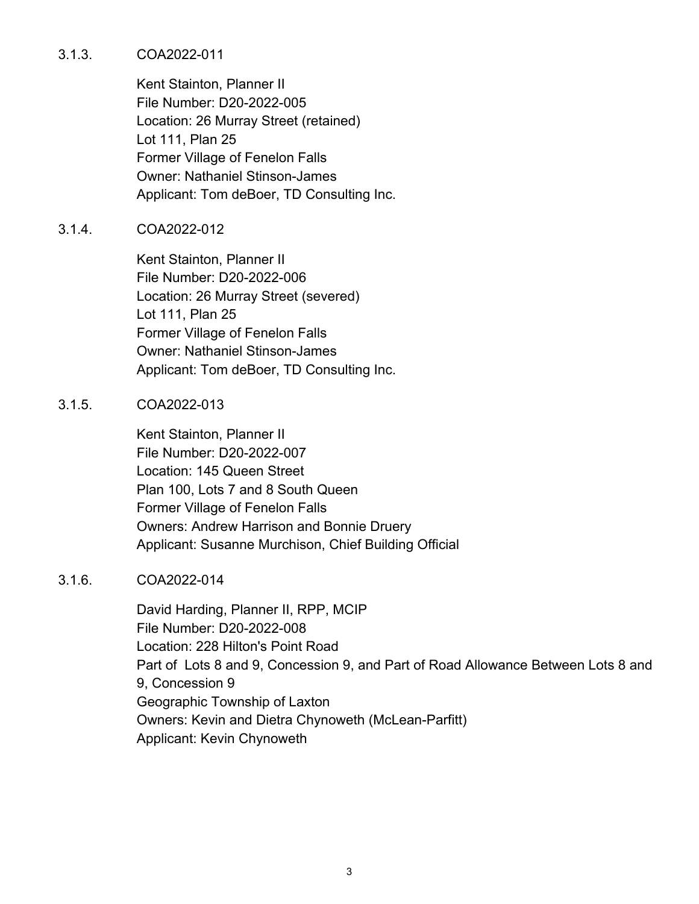3.1.3. COA2022-011

Kent Stainton, Planner II
File Number: D20-2022-005
Location: 26 Murray Street (retained)
Lot 111, Plan 25
Former Village of Fenelon Falls
Owner: Nathaniel Stinson-James
Applicant: Tom deBoer, TD Consulting Inc.

3.1.4. COA2022-012

Kent Stainton, Planner II
File Number: D20-2022-006
Location: 26 Murray Street (severed)
Lot 111, Plan 25
Former Village of Fenelon Falls
Owner: Nathaniel Stinson-James
Applicant: Tom deBoer, TD Consulting Inc.

3.1.5. COA2022-013

Kent Stainton, Planner II
File Number: D20-2022-007
Location: 145 Queen Street
Plan 100, Lots 7 and 8 South Queen
Former Village of Fenelon Falls
Owners: Andrew Harrison and Bonnie Druery
Applicant: Susanne Murchison, Chief Building Official

3.1.6. COA2022-014

David Harding, Planner II, RPP, MCIP
File Number: D20-2022-008
Location: 228 Hilton's Point Road
Part of Lots 8 and 9, Concession 9, and Part of Road Allowance Between Lots 8 and 9, Concession 9
Geographic Township of Laxton
Owners: Kevin and Dietra Chynoweth (McLean-Parfitt)
Applicant: Kevin Chynoweth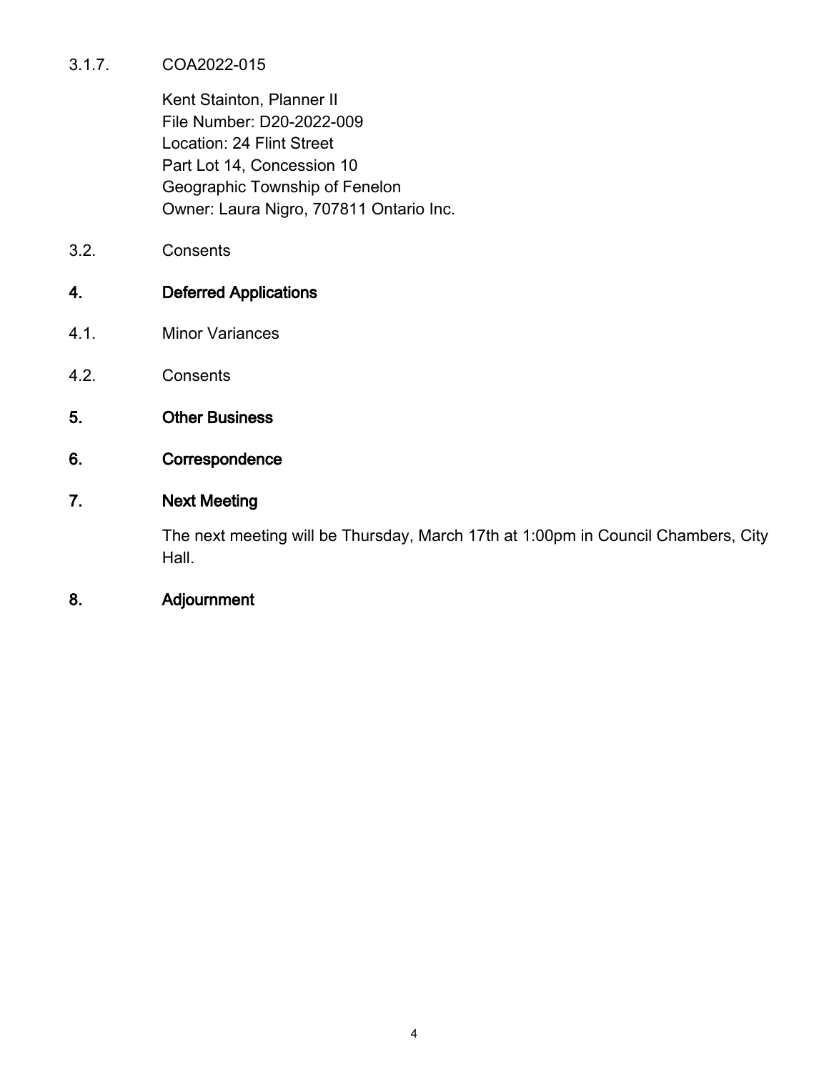3.1.7. COA2022-015

Kent Stainton, Planner II
File Number: D20-2022-009
Location: 24 Flint Street
Part Lot 14, Concession 10
Geographic Township of Fenelon
Owner: Laura Nigro, 707811 Ontario Inc.

3.2. Consents

## 4. Deferred Applications

4.1. Minor Variances

4.2. Consents

## 5. Other Business

## 6. Correspondence

## 7. Next Meeting

The next meeting will be Thursday, March 17th at 1:00pm in Council Chambers, City Hall.

## 8. Adjournment